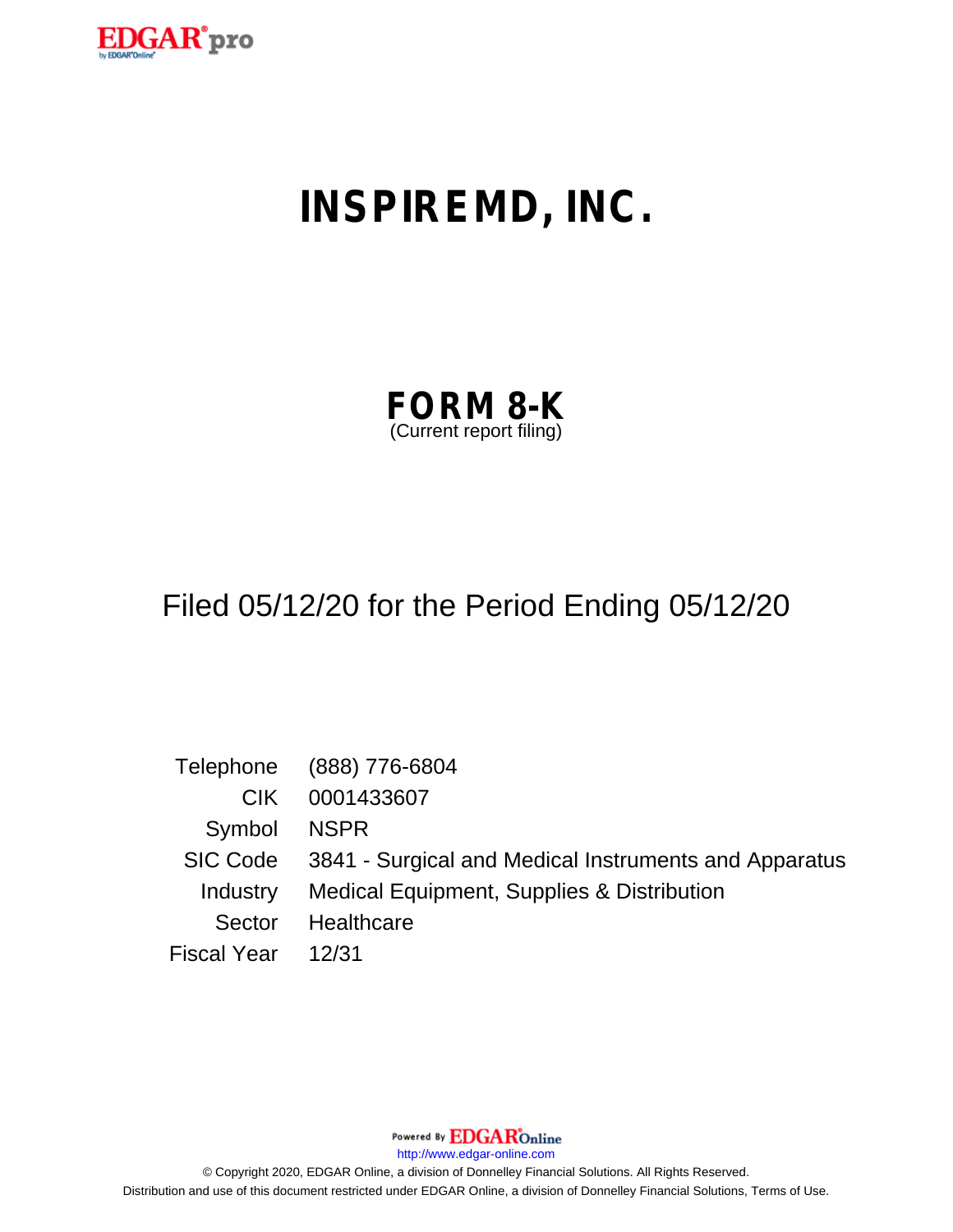EDGAR® pro
by EDGAR® Online

# INSPIREMD, INC.

## FORM 8-K
(Current report filing)

Filed 05/12/20 for the Period Ending 05/12/20

| | |
|---|---|
| Telephone | (888) 776-6804 |
| CIK | 0001433607 |
| Symbol | NSPR |
| SIC Code | 3841 - Surgical and Medical Instruments and Apparatus |
| Industry | Medical Equipment, Supplies & Distribution |
| Sector | Healthcare |
| Fiscal Year | 12/31 |

Powered By EDGAR Online

http://www.edgar-online.com

© Copyright 2020, EDGAR Online, a division of Donnelley Financial Solutions. All Rights Reserved.
Distribution and use of this document restricted under EDGAR Online, a division of Donnelley Financial Solutions, Terms of Use.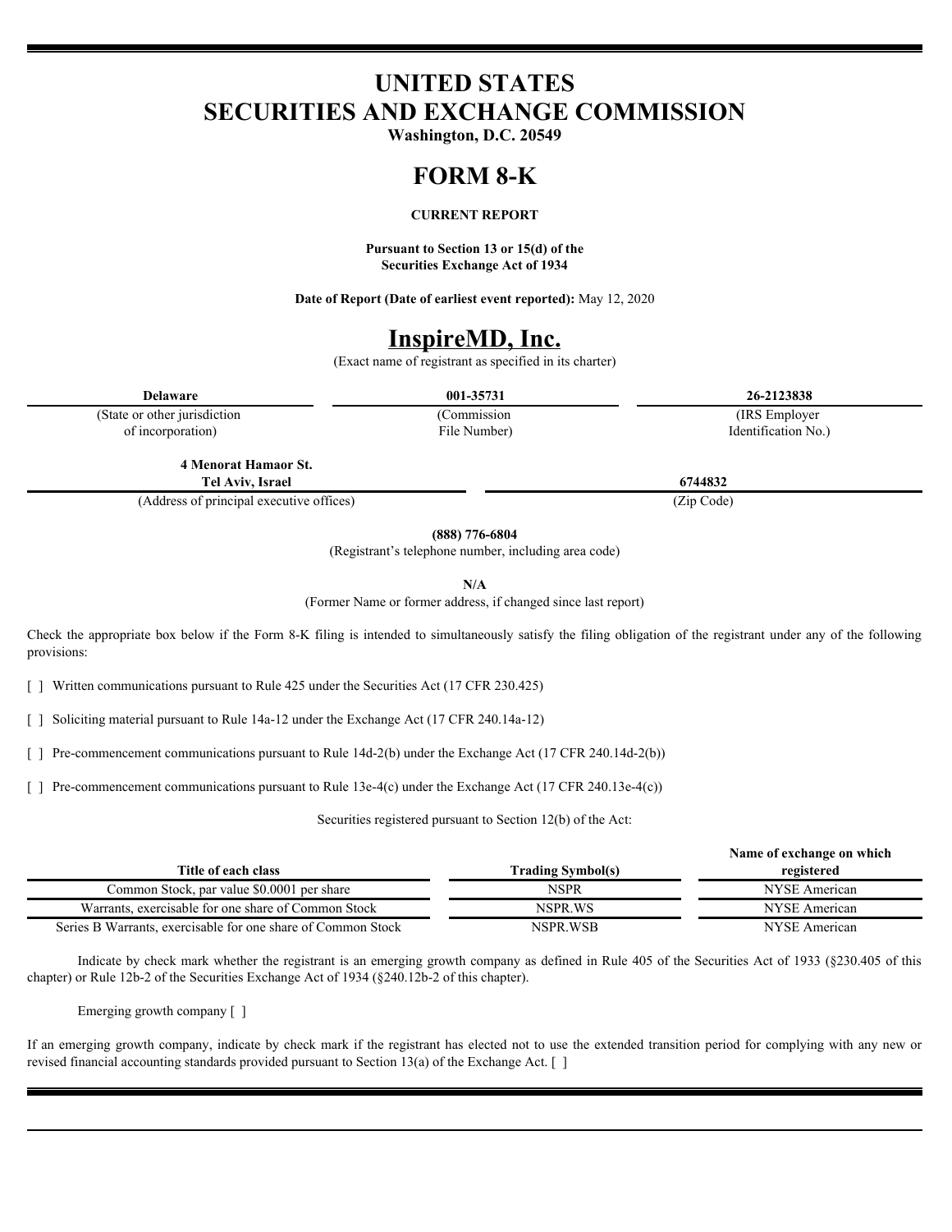# UNITED STATES
# SECURITIES AND EXCHANGE COMMISSION

**Washington, D.C. 20549**

# FORM 8-K

**CURRENT REPORT**

**Pursuant to Section 13 or 15(d) of the Securities Exchange Act of 1934**

**Date of Report (Date of earliest event reported):** May 12, 2020

# InspireMD, Inc.

(Exact name of registrant as specified in its charter)

| **Delaware** | **001-35731** | **26-2123838** |
| --- | --- | --- |
| (State or other jurisdiction of incorporation) | (Commission File Number) | (IRS Employer Identification No.) |

| **4 Menorat Hamaor St. Tel Aviv, Israel** | **6744832** |
| --- | --- |
| (Address of principal executive offices) | (Zip Code) |

**(888) 776-6804**

(Registrant's telephone number, including area code)

**N/A**

(Former Name or former address, if changed since last report)

Check the appropriate box below if the Form 8-K filing is intended to simultaneously satisfy the filing obligation of the registrant under any of the following provisions:

[ ] Written communications pursuant to Rule 425 under the Securities Act (17 CFR 230.425)

[ ] Soliciting material pursuant to Rule 14a-12 under the Exchange Act (17 CFR 240.14a-12)

[ ] Pre-commencement communications pursuant to Rule 14d-2(b) under the Exchange Act (17 CFR 240.14d-2(b))

[ ] Pre-commencement communications pursuant to Rule 13e-4(c) under the Exchange Act (17 CFR 240.13e-4(c))

Securities registered pursuant to Section 12(b) of the Act:

| Title of each class | Trading Symbol(s) | Name of exchange on which registered |
| --- | --- | --- |
| Common Stock, par value $0.0001 per share | NSPR | NYSE American |
| Warrants, exercisable for one share of Common Stock | NSPR.WS | NYSE American |
| Series B Warrants, exercisable for one share of Common Stock | NSPR.WSB | NYSE American |

Indicate by check mark whether the registrant is an emerging growth company as defined in Rule 405 of the Securities Act of 1933 (§230.405 of this chapter) or Rule 12b-2 of the Securities Exchange Act of 1934 (§240.12b-2 of this chapter).

Emerging growth company [ ]

If an emerging growth company, indicate by check mark if the registrant has elected not to use the extended transition period for complying with any new or revised financial accounting standards provided pursuant to Section 13(a) of the Exchange Act. [ ]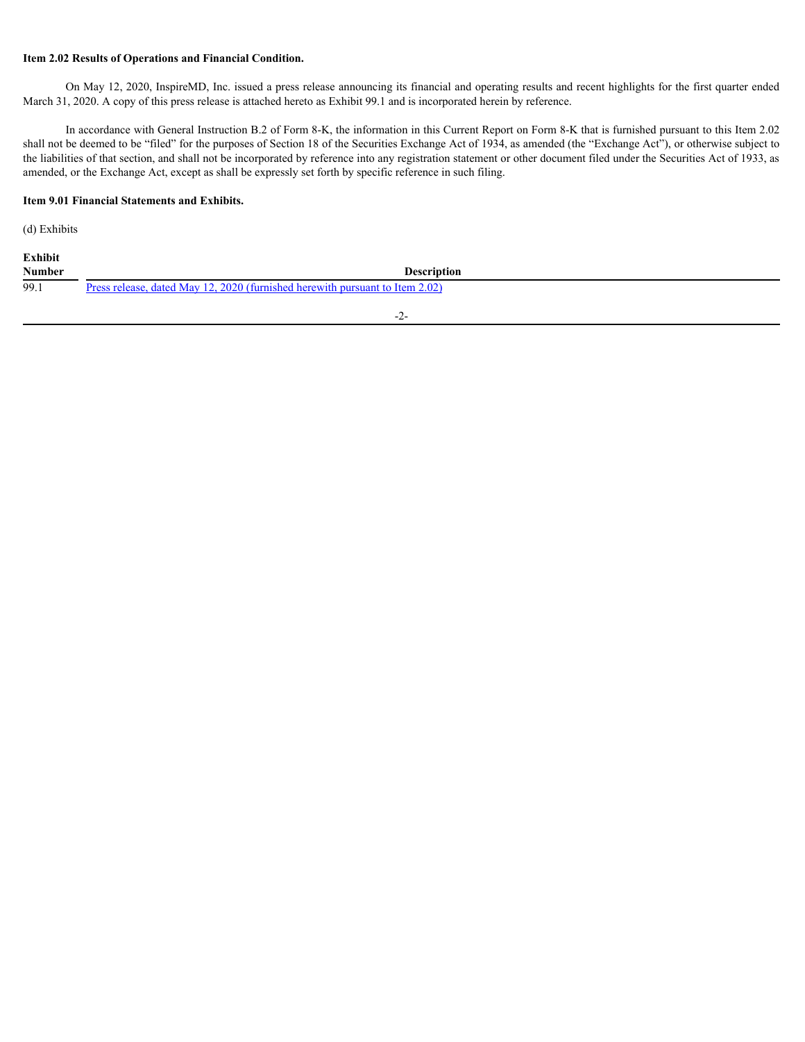**Item 2.02 Results of Operations and Financial Condition.**

On May 12, 2020, InspireMD, Inc. issued a press release announcing its financial and operating results and recent highlights for the first quarter ended March 31, 2020. A copy of this press release is attached hereto as Exhibit 99.1 and is incorporated herein by reference.

In accordance with General Instruction B.2 of Form 8-K, the information in this Current Report on Form 8-K that is furnished pursuant to this Item 2.02 shall not be deemed to be "filed" for the purposes of Section 18 of the Securities Exchange Act of 1934, as amended (the "Exchange Act"), or otherwise subject to the liabilities of that section, and shall not be incorporated by reference into any registration statement or other document filed under the Securities Act of 1933, as amended, or the Exchange Act, except as shall be expressly set forth by specific reference in such filing.

**Item 9.01 Financial Statements and Exhibits.**

(d) Exhibits

| Exhibit Number | Description |
|---|---|
| 99.1 | Press release, dated May 12, 2020 (furnished herewith pursuant to Item 2.02) |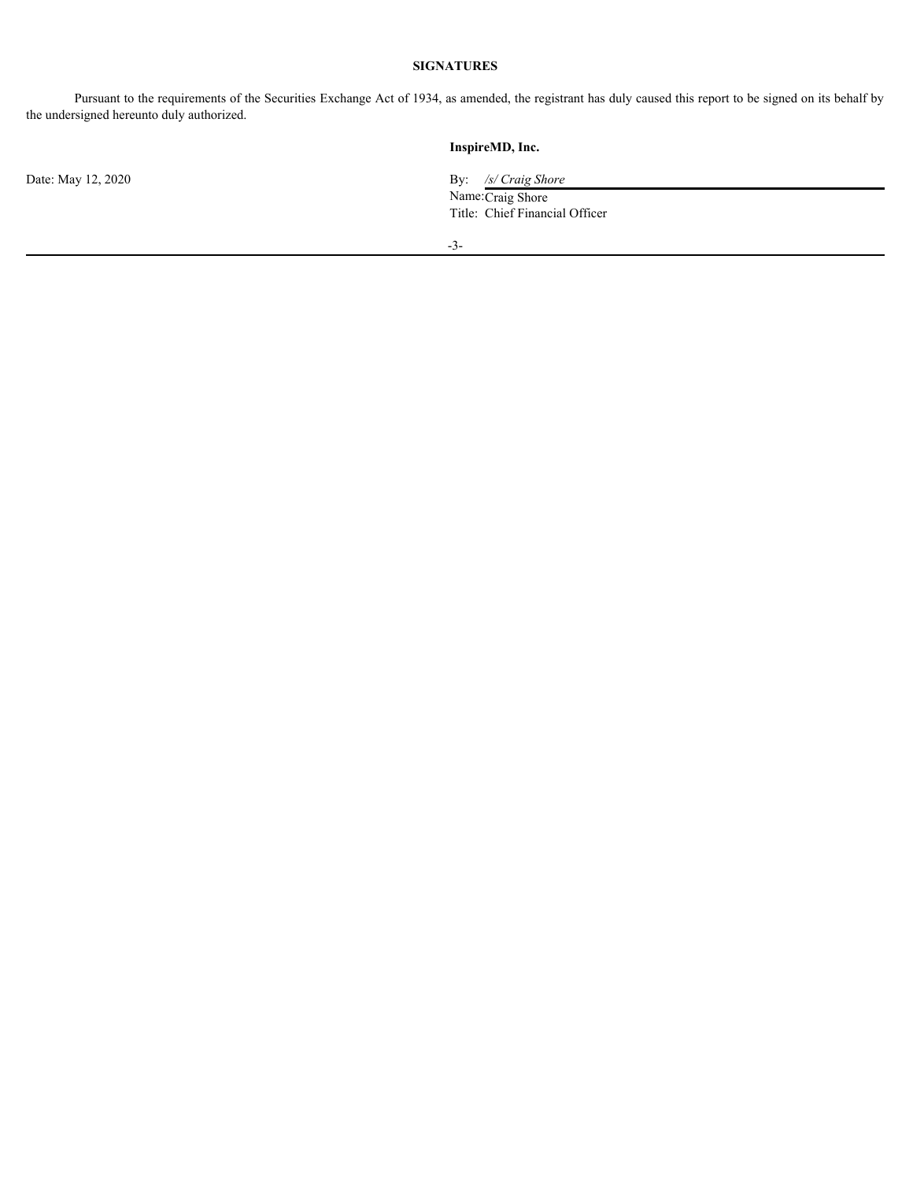**SIGNATURES**

Pursuant to the requirements of the Securities Exchange Act of 1934, as amended, the registrant has duly caused this report to be signed on its behalf by the undersigned hereunto duly authorized.

**InspireMD, Inc.**

Date: May 12, 2020

By: */s/ Craig Shore*
Name: Craig Shore
Title: Chief Financial Officer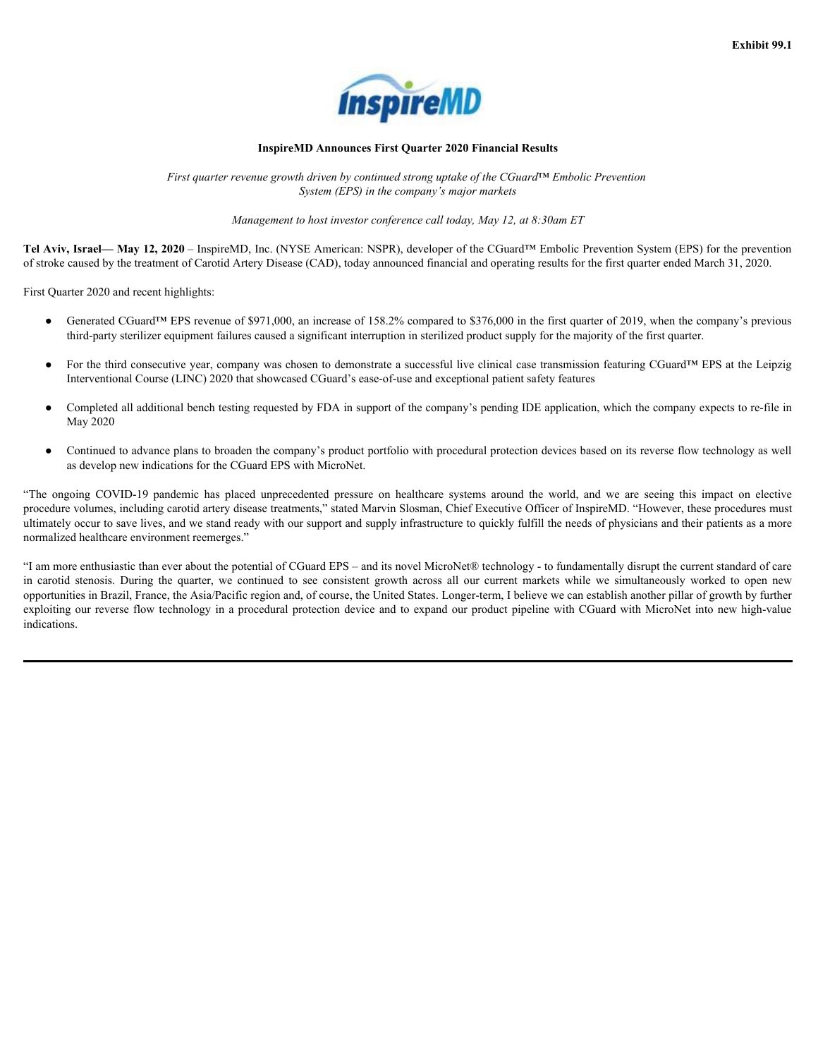Exhibit 99.1

# InspireMD Announces First Quarter 2020 Financial Results

*First quarter revenue growth driven by continued strong uptake of the CGuard™ Embolic Prevention System (EPS) in the company's major markets*

*Management to host investor conference call today, May 12, at 8:30am ET*

**Tel Aviv, Israel— May 12, 2020** – InspireMD, Inc. (NYSE American: NSPR), developer of the CGuard™ Embolic Prevention System (EPS) for the prevention of stroke caused by the treatment of Carotid Artery Disease (CAD), today announced financial and operating results for the first quarter ended March 31, 2020.

First Quarter 2020 and recent highlights:

- Generated CGuard™ EPS revenue of $971,000, an increase of 158.2% compared to $376,000 in the first quarter of 2019, when the company's previous third-party sterilizer equipment failures caused a significant interruption in sterilized product supply for the majority of the first quarter.
- For the third consecutive year, company was chosen to demonstrate a successful live clinical case transmission featuring CGuard™ EPS at the Leipzig Interventional Course (LINC) 2020 that showcased CGuard's ease-of-use and exceptional patient safety features
- Completed all additional bench testing requested by FDA in support of the company's pending IDE application, which the company expects to re-file in May 2020
- Continued to advance plans to broaden the company's product portfolio with procedural protection devices based on its reverse flow technology as well as develop new indications for the CGuard EPS with MicroNet.

"The ongoing COVID-19 pandemic has placed unprecedented pressure on healthcare systems around the world, and we are seeing this impact on elective procedure volumes, including carotid artery disease treatments," stated Marvin Slosman, Chief Executive Officer of InspireMD. "However, these procedures must ultimately occur to save lives, and we stand ready with our support and supply infrastructure to quickly fulfill the needs of physicians and their patients as a more normalized healthcare environment reemerges."

"I am more enthusiastic than ever about the potential of CGuard EPS – and its novel MicroNet® technology - to fundamentally disrupt the current standard of care in carotid stenosis. During the quarter, we continued to see consistent growth across all our current markets while we simultaneously worked to open new opportunities in Brazil, France, the Asia/Pacific region and, of course, the United States. Longer-term, I believe we can establish another pillar of growth by further exploiting our reverse flow technology in a procedural protection device and to expand our product pipeline with CGuard with MicroNet into new high-value indications.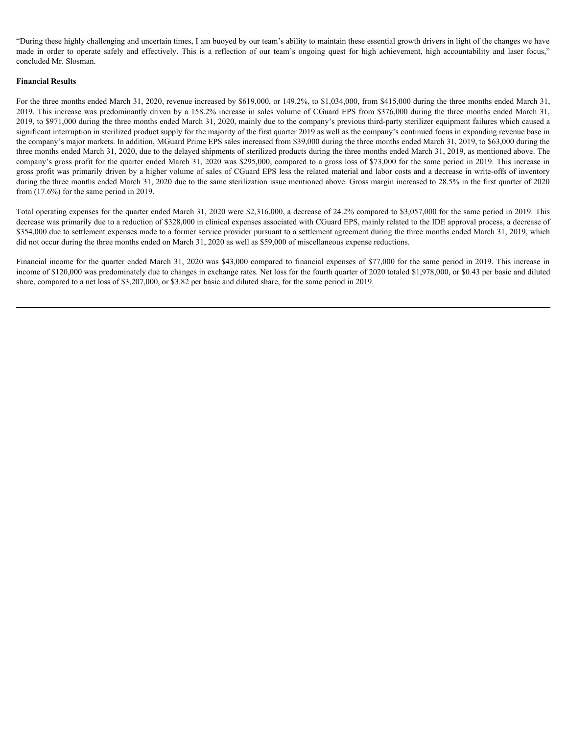“During these highly challenging and uncertain times, I am buoyed by our team’s ability to maintain these essential growth drivers in light of the changes we have made in order to operate safely and effectively. This is a reflection of our team’s ongoing quest for high achievement, high accountability and laser focus,” concluded Mr. Slosman.

**Financial Results**

For the three months ended March 31, 2020, revenue increased by $619,000, or 149.2%, to $1,034,000, from $415,000 during the three months ended March 31, 2019. This increase was predominantly driven by a 158.2% increase in sales volume of CGuard EPS from $376,000 during the three months ended March 31, 2019, to $971,000 during the three months ended March 31, 2020, mainly due to the company’s previous third-party sterilizer equipment failures which caused a significant interruption in sterilized product supply for the majority of the first quarter 2019 as well as the company’s continued focus in expanding revenue base in the company’s major markets. In addition, MGuard Prime EPS sales increased from $39,000 during the three months ended March 31, 2019, to $63,000 during the three months ended March 31, 2020, due to the delayed shipments of sterilized products during the three months ended March 31, 2019, as mentioned above. The company’s gross profit for the quarter ended March 31, 2020 was $295,000, compared to a gross loss of $73,000 for the same period in 2019. This increase in gross profit was primarily driven by a higher volume of sales of CGuard EPS less the related material and labor costs and a decrease in write-offs of inventory during the three months ended March 31, 2020 due to the same sterilization issue mentioned above. Gross margin increased to 28.5% in the first quarter of 2020 from (17.6%) for the same period in 2019.

Total operating expenses for the quarter ended March 31, 2020 were $2,316,000, a decrease of 24.2% compared to $3,057,000 for the same period in 2019. This decrease was primarily due to a reduction of $328,000 in clinical expenses associated with CGuard EPS, mainly related to the IDE approval process, a decrease of $354,000 due to settlement expenses made to a former service provider pursuant to a settlement agreement during the three months ended March 31, 2019, which did not occur during the three months ended on March 31, 2020 as well as $59,000 of miscellaneous expense reductions.

Financial income for the quarter ended March 31, 2020 was $43,000 compared to financial expenses of $77,000 for the same period in 2019. This increase in income of $120,000 was predominately due to changes in exchange rates. Net loss for the fourth quarter of 2020 totaled $1,978,000, or $0.43 per basic and diluted share, compared to a net loss of $3,207,000, or $3.82 per basic and diluted share, for the same period in 2019.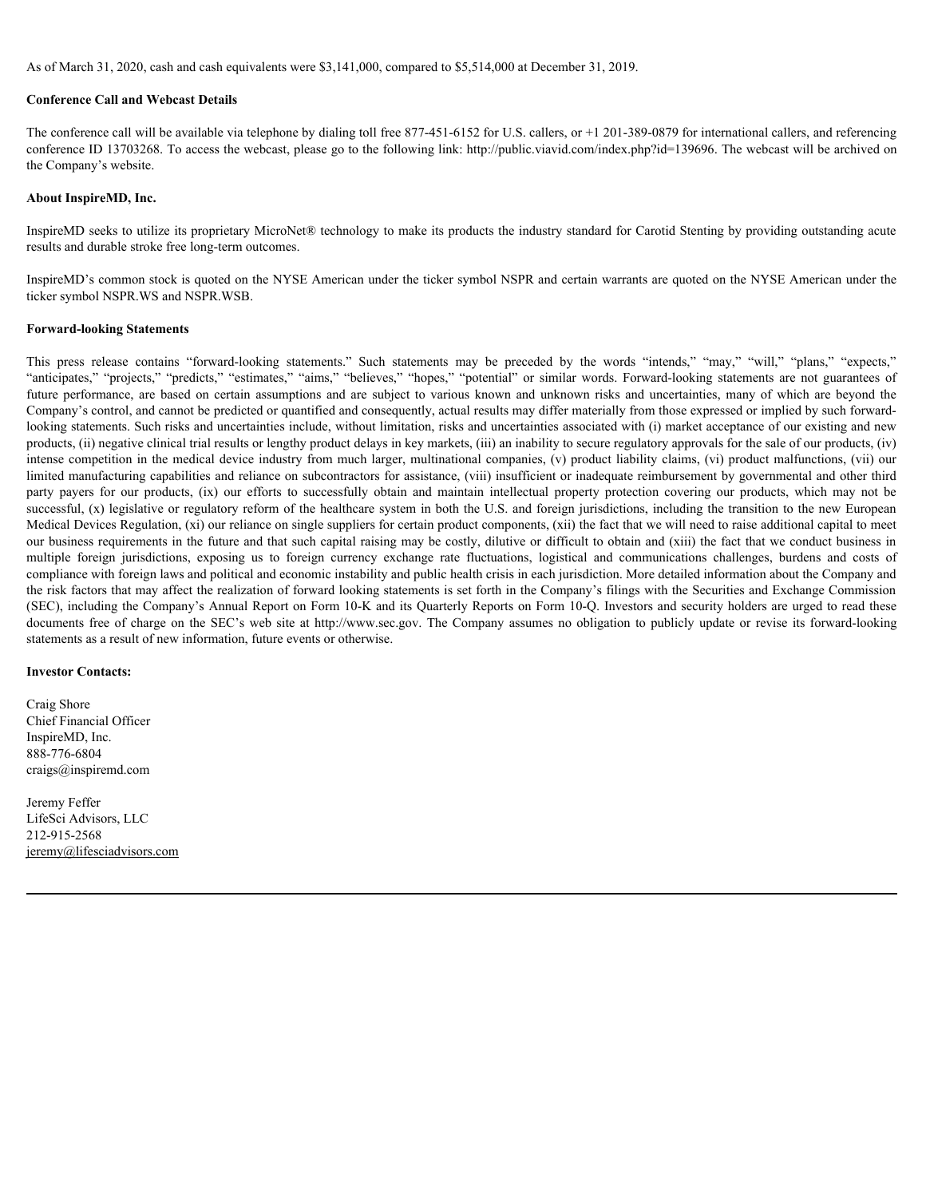As of March 31, 2020, cash and cash equivalents were $3,141,000, compared to $5,514,000 at December 31, 2019.

**Conference Call and Webcast Details**

The conference call will be available via telephone by dialing toll free 877-451-6152 for U.S. callers, or +1 201-389-0879 for international callers, and referencing conference ID 13703268. To access the webcast, please go to the following link: http://public.viavid.com/index.php?id=139696. The webcast will be archived on the Company's website.

**About InspireMD, Inc.**

InspireMD seeks to utilize its proprietary MicroNet® technology to make its products the industry standard for Carotid Stenting by providing outstanding acute results and durable stroke free long-term outcomes.

InspireMD's common stock is quoted on the NYSE American under the ticker symbol NSPR and certain warrants are quoted on the NYSE American under the ticker symbol NSPR.WS and NSPR.WSB.

**Forward-looking Statements**

This press release contains "forward-looking statements." Such statements may be preceded by the words "intends," "may," "will," "plans," "expects," "anticipates," "projects," "predicts," "estimates," "aims," "believes," "hopes," "potential" or similar words. Forward-looking statements are not guarantees of future performance, are based on certain assumptions and are subject to various known and unknown risks and uncertainties, many of which are beyond the Company's control, and cannot be predicted or quantified and consequently, actual results may differ materially from those expressed or implied by such forward-looking statements. Such risks and uncertainties include, without limitation, risks and uncertainties associated with (i) market acceptance of our existing and new products, (ii) negative clinical trial results or lengthy product delays in key markets, (iii) an inability to secure regulatory approvals for the sale of our products, (iv) intense competition in the medical device industry from much larger, multinational companies, (v) product liability claims, (vi) product malfunctions, (vii) our limited manufacturing capabilities and reliance on subcontractors for assistance, (viii) insufficient or inadequate reimbursement by governmental and other third party payers for our products, (ix) our efforts to successfully obtain and maintain intellectual property protection covering our products, which may not be successful, (x) legislative or regulatory reform of the healthcare system in both the U.S. and foreign jurisdictions, including the transition to the new European Medical Devices Regulation, (xi) our reliance on single suppliers for certain product components, (xii) the fact that we will need to raise additional capital to meet our business requirements in the future and that such capital raising may be costly, dilutive or difficult to obtain and (xiii) the fact that we conduct business in multiple foreign jurisdictions, exposing us to foreign currency exchange rate fluctuations, logistical and communications challenges, burdens and costs of compliance with foreign laws and political and economic instability and public health crisis in each jurisdiction. More detailed information about the Company and the risk factors that may affect the realization of forward looking statements is set forth in the Company's filings with the Securities and Exchange Commission (SEC), including the Company's Annual Report on Form 10-K and its Quarterly Reports on Form 10-Q. Investors and security holders are urged to read these documents free of charge on the SEC's web site at http://www.sec.gov. The Company assumes no obligation to publicly update or revise its forward-looking statements as a result of new information, future events or otherwise.

**Investor Contacts:**

Craig Shore
Chief Financial Officer
InspireMD, Inc.
888-776-6804
craigs@inspiremd.com

Jeremy Feffer
LifeSci Advisors, LLC
212-915-2568
jeremy@lifesciadvisors.com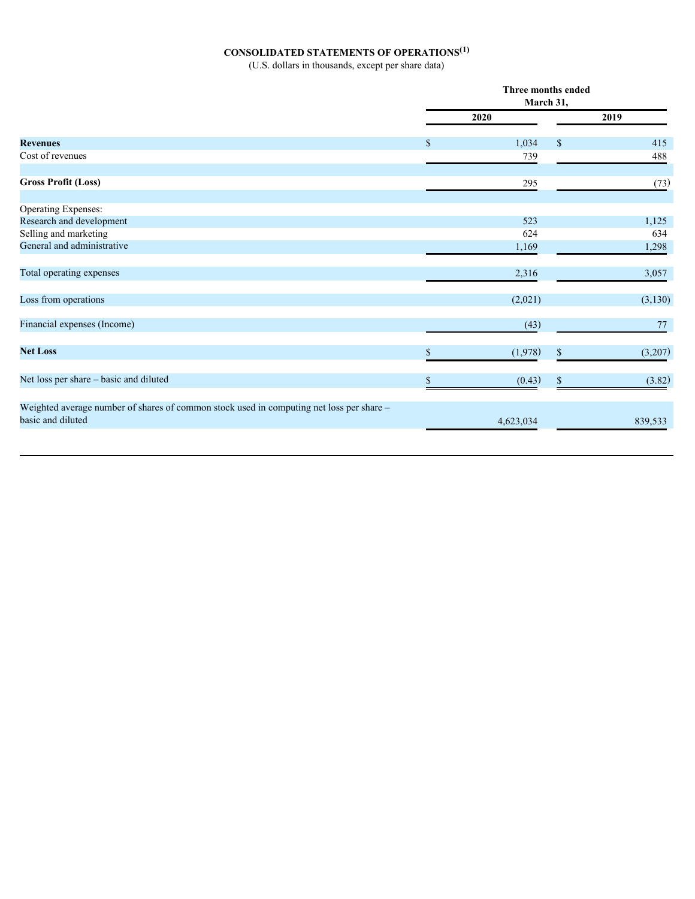# CONSOLIDATED STATEMENTS OF OPERATIONS[1]

(U.S. dollars in thousands, except per share data)

| | Three months ended March 31, | |
|---|---|---|
| | 2020 | 2019 |
| **Revenues** | $ 1,034 | $ 415 |
| Cost of revenues | 739 | 488 |
| **Gross Profit (Loss)** | 295 | (73) |
| Operating Expenses: | | |
| Research and development | 523 | 1,125 |
| Selling and marketing | 624 | 634 |
| General and administrative | 1,169 | 1,298 |
| Total operating expenses | 2,316 | 3,057 |
| Loss from operations | (2,021) | (3,130) |
| Financial expenses (Income) | (43) | 77 |
| **Net Loss** | $ (1,978) | $ (3,207) |
| Net loss per share – basic and diluted | $ (0.43) | $ (3.82) |
| Weighted average number of shares of common stock used in computing net loss per share – basic and diluted | 4,623,034 | 839,533 |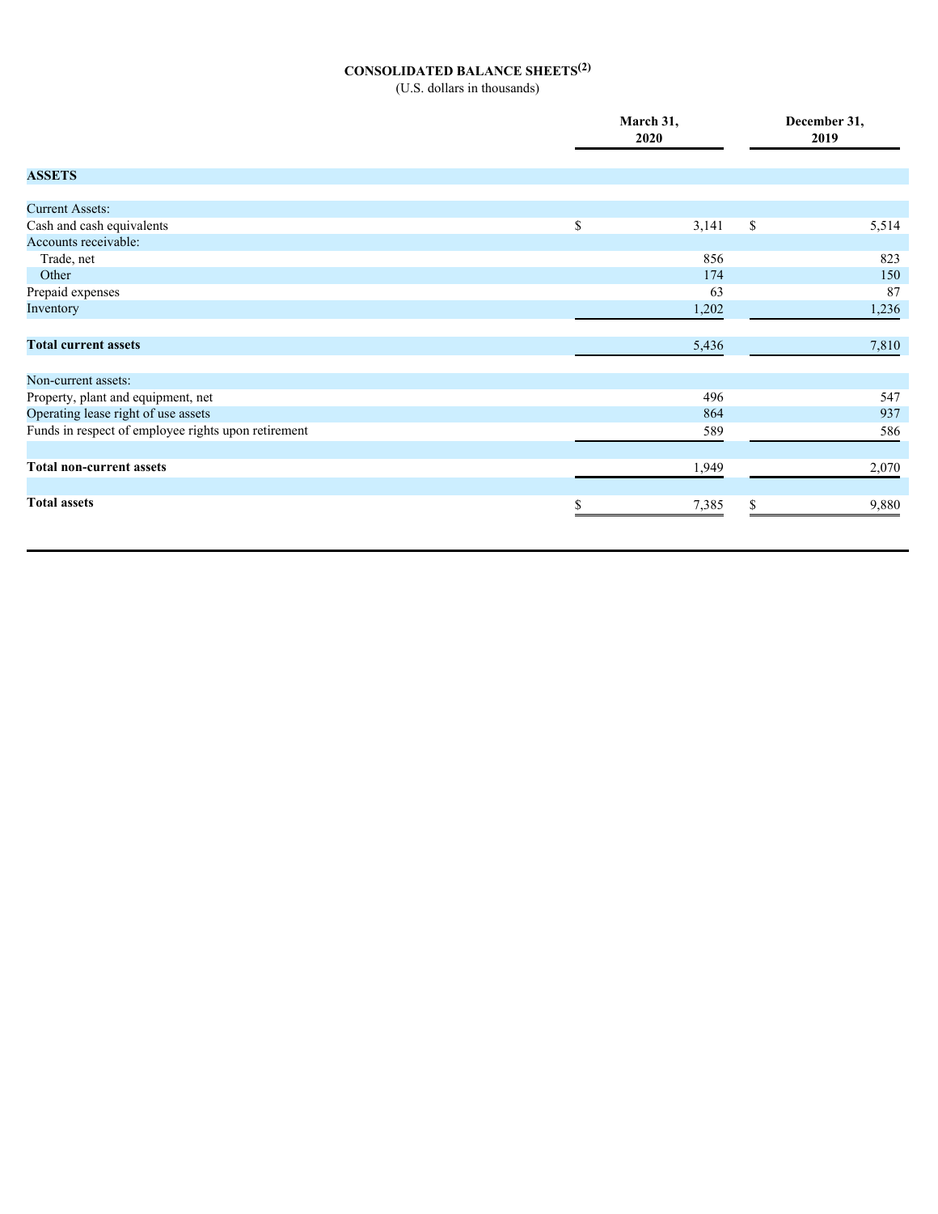# CONSOLIDATED BALANCE SHEETS[2]

(U.S. dollars in thousands)

| | March 31, 2020 | December 31, 2019 |
|---|---|---|
| **ASSETS** | | |
| Current Assets: | | |
| Cash and cash equivalents | $ 3,141 | $ 5,514 |
| Accounts receivable: | | |
| Trade, net | 856 | 823 |
| Other | 174 | 150 |
| Prepaid expenses | 63 | 87 |
| Inventory | 1,202 | 1,236 |
| **Total current assets** | 5,436 | 7,810 |
| Non-current assets: | | |
| Property, plant and equipment, net | 496 | 547 |
| Operating lease right of use assets | 864 | 937 |
| Funds in respect of employee rights upon retirement | 589 | 586 |
| **Total non-current assets** | 1,949 | 2,070 |
| **Total assets** | $ 7,385 | $ 9,880 |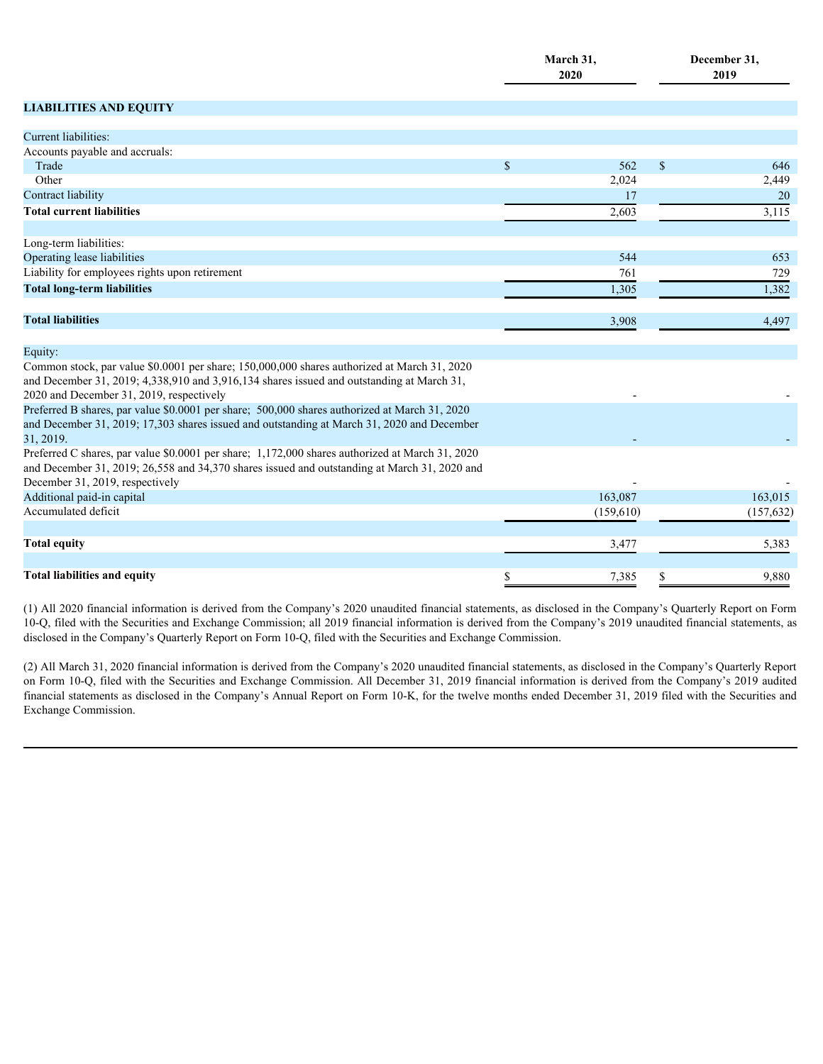| | March 31, 2020 | December 31, 2019 |
|---|---|---|
| **LIABILITIES AND EQUITY** | | |
| Current liabilities: | | |
| Accounts payable and accruals: | | |
| Trade | $ 562 | $ 646 |
| Other | 2,024 | 2,449 |
| Contract liability | 17 | 20 |
| **Total current liabilities** | 2,603 | 3,115 |
| Long-term liabilities: | | |
| Operating lease liabilities | 544 | 653 |
| Liability for employees rights upon retirement | 761 | 729 |
| **Total long-term liabilities** | 1,305 | 1,382 |
| **Total liabilities** | 3,908 | 4,497 |
| Equity: | | |
| Common stock, par value $0.0001 per share; 150,000,000 shares authorized at March 31, 2020 and December 31, 2019; 4,338,910 and 3,916,134 shares issued and outstanding at March 31, 2020 and December 31, 2019, respectively | - | - |
| Preferred B shares, par value $0.0001 per share; 500,000 shares authorized at March 31, 2020 and December 31, 2019; 17,303 shares issued and outstanding at March 31, 2020 and December 31, 2019. | - | - |
| Preferred C shares, par value $0.0001 per share; 1,172,000 shares authorized at March 31, 2020 and December 31, 2019; 26,558 and 34,370 shares issued and outstanding at March 31, 2020 and December 31, 2019, respectively | - | - |
| Additional paid-in capital | 163,087 | 163,015 |
| Accumulated deficit | (159,610) | (157,632) |
| **Total equity** | 3,477 | 5,383 |
| **Total liabilities and equity** | $ 7,385 | $ 9,880 |

(1) All 2020 financial information is derived from the Company's 2020 unaudited financial statements, as disclosed in the Company's Quarterly Report on Form 10-Q, filed with the Securities and Exchange Commission; all 2019 financial information is derived from the Company's 2019 unaudited financial statements, as disclosed in the Company's Quarterly Report on Form 10-Q, filed with the Securities and Exchange Commission.

(2) All March 31, 2020 financial information is derived from the Company's 2020 unaudited financial statements, as disclosed in the Company's Quarterly Report on Form 10-Q, filed with the Securities and Exchange Commission. All December 31, 2019 financial information is derived from the Company's 2019 audited financial statements as disclosed in the Company's Annual Report on Form 10-K, for the twelve months ended December 31, 2019 filed with the Securities and Exchange Commission.